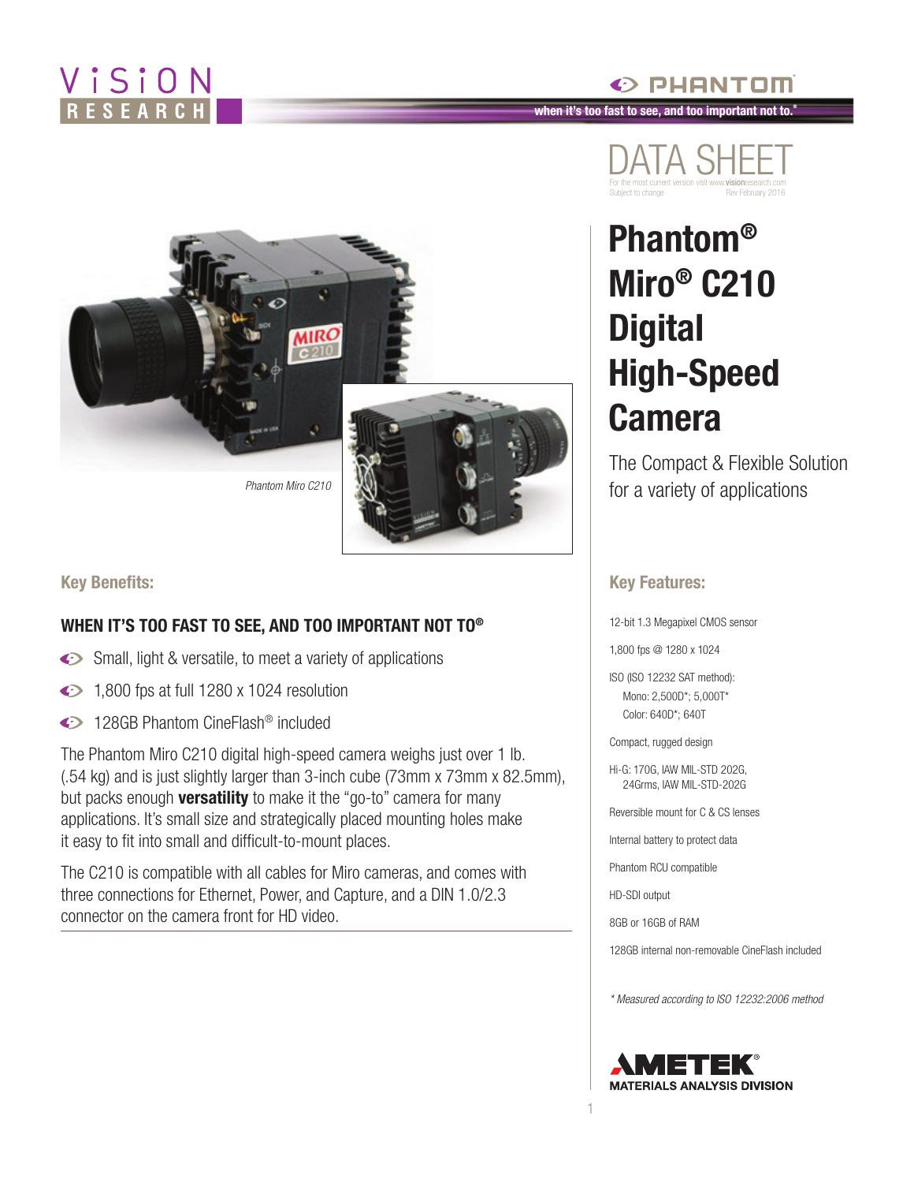VISION RESEARCH

PHANTOM

when it's too fast to see, and too important not to.®

DATA SHEET

For the most current version visit www.visionresearch.com
Subject to change Rev February 2016

# Phantom® Miro® C210 Digital High-Speed Camera

The Compact & Flexible Solution for a variety of applications

*Phantom Miro C210*

## Key Benefits:

### WHEN IT'S TOO FAST TO SEE, AND TOO IMPORTANT NOT TO®

- Small, light & versatile, to meet a variety of applications
- 1,800 fps at full 1280 x 1024 resolution
- 128GB Phantom CineFlash® included

The Phantom Miro C210 digital high-speed camera weighs just over 1 lb. (.54 kg) and is just slightly larger than 3-inch cube (73mm x 73mm x 82.5mm), but packs enough **versatility** to make it the "go-to" camera for many applications. It's small size and strategically placed mounting holes make it easy to fit into small and difficult-to-mount places.

The C210 is compatible with all cables for Miro cameras, and comes with three connections for Ethernet, Power, and Capture, and a DIN 1.0/2.3 connector on the camera front for HD video.

## Key Features:

12-bit 1.3 Megapixel CMOS sensor

1,800 fps @ 1280 x 1024

ISO (ISO 12232 SAT method):
Mono: 2,500D*; 5,000T*
Color: 640D*; 640T

Compact, rugged design

Hi-G: 170G, IAW MIL-STD 202G, 24Grms, IAW MIL-STD-202G

Reversible mount for C & CS lenses

Internal battery to protect data

Phantom RCU compatible

HD-SDI output

8GB or 16GB of RAM

128GB internal non-removable CineFlash included

*\* Measured according to ISO 12232:2006 method*

AMETEK® MATERIALS ANALYSIS DIVISION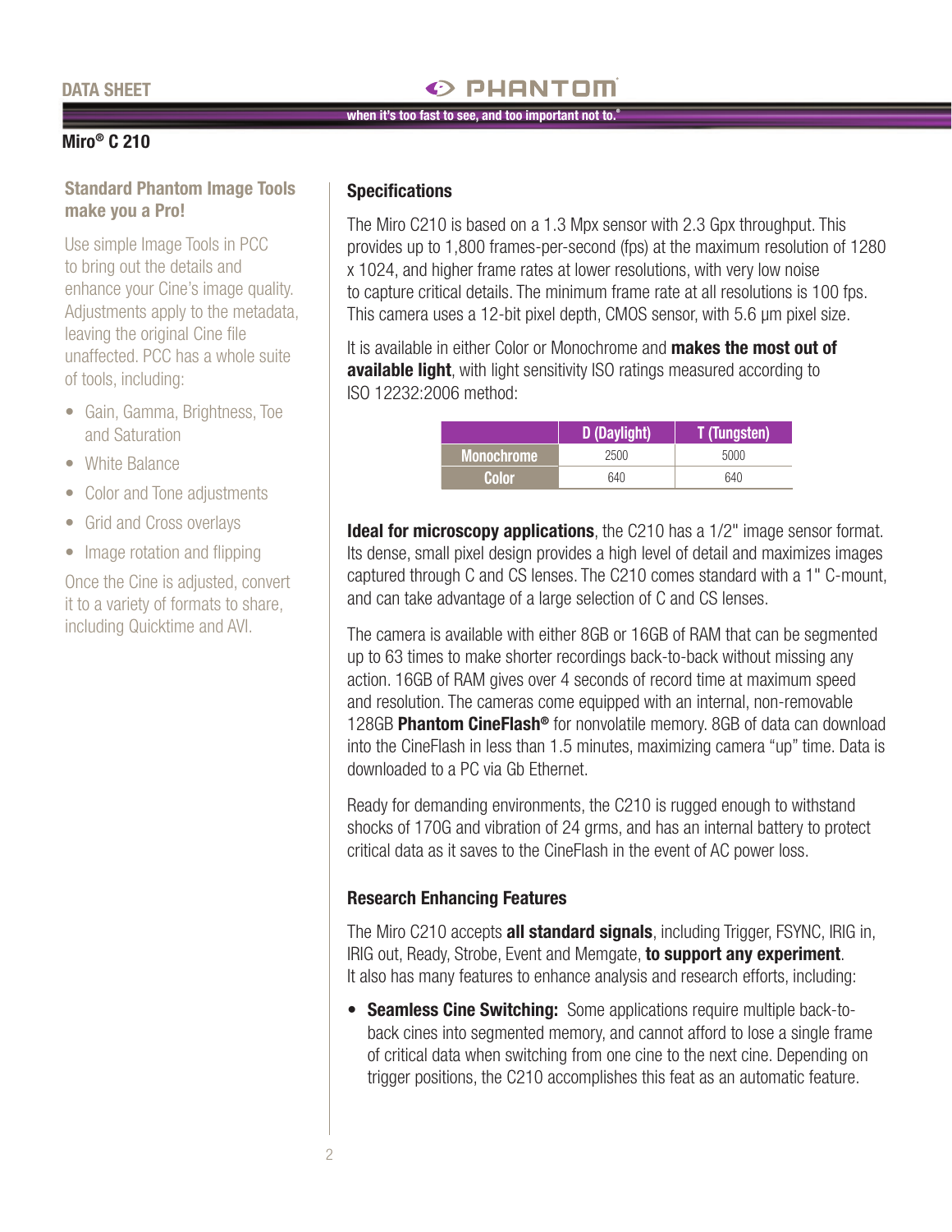## Standard Phantom Image Tools make you a Pro!

Use simple Image Tools in PCC to bring out the details and enhance your Cine's image quality. Adjustments apply to the metadata, leaving the original Cine file unaffected. PCC has a whole suite of tools, including:

- Gain, Gamma, Brightness, Toe and Saturation
- White Balance
- Color and Tone adjustments
- Grid and Cross overlays
- Image rotation and flipping

Once the Cine is adjusted, convert it to a variety of formats to share, including Quicktime and AVI.

## Specifications

The Miro C210 is based on a 1.3 Mpx sensor with 2.3 Gpx throughput. This provides up to 1,800 frames-per-second (fps) at the maximum resolution of 1280 x 1024, and higher frame rates at lower resolutions, with very low noise to capture critical details. The minimum frame rate at all resolutions is 100 fps. This camera uses a 12-bit pixel depth, CMOS sensor, with 5.6 µm pixel size.

It is available in either Color or Monochrome and **makes the most out of available light**, with light sensitivity ISO ratings measured according to ISO 12232:2006 method:

| | D (Daylight) | T (Tungsten) |
|---|---|---|
| Monochrome | 2500 | 5000 |
| Color | 640 | 640 |

**Ideal for microscopy applications**, the C210 has a 1/2" image sensor format. Its dense, small pixel design provides a high level of detail and maximizes images captured through C and CS lenses. The C210 comes standard with a 1" C-mount, and can take advantage of a large selection of C and CS lenses.

The camera is available with either 8GB or 16GB of RAM that can be segmented up to 63 times to make shorter recordings back-to-back without missing any action. 16GB of RAM gives over 4 seconds of record time at maximum speed and resolution. The cameras come equipped with an internal, non-removable 128GB **Phantom CineFlash®** for nonvolatile memory. 8GB of data can download into the CineFlash in less than 1.5 minutes, maximizing camera "up" time. Data is downloaded to a PC via Gb Ethernet.

Ready for demanding environments, the C210 is rugged enough to withstand shocks of 170G and vibration of 24 grms, and has an internal battery to protect critical data as it saves to the CineFlash in the event of AC power loss.

### Research Enhancing Features

The Miro C210 accepts **all standard signals**, including Trigger, FSYNC, IRIG in, IRIG out, Ready, Strobe, Event and Memgate, **to support any experiment**. It also has many features to enhance analysis and research efforts, including:

- **Seamless Cine Switching:** Some applications require multiple back-to-back cines into segmented memory, and cannot afford to lose a single frame of critical data when switching from one cine to the next cine. Depending on trigger positions, the C210 accomplishes this feat as an automatic feature.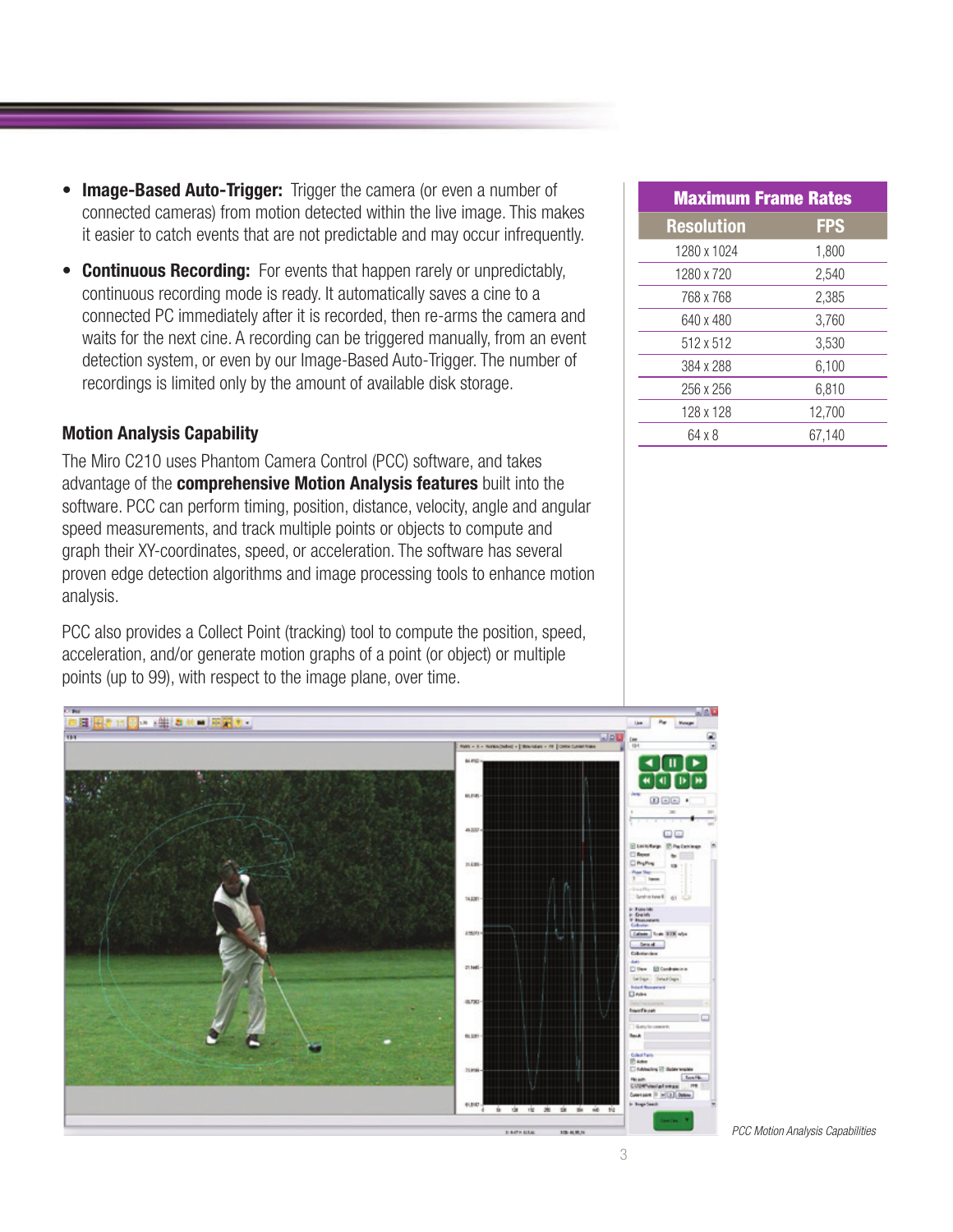- **Image-Based Auto-Trigger:** Trigger the camera (or even a number of connected cameras) from motion detected within the live image. This makes it easier to catch events that are not predictable and may occur infrequently.
- **Continuous Recording:** For events that happen rarely or unpredictably, continuous recording mode is ready. It automatically saves a cine to a connected PC immediately after it is recorded, then re-arms the camera and waits for the next cine. A recording can be triggered manually, from an event detection system, or even by our Image-Based Auto-Trigger. The number of recordings is limited only by the amount of available disk storage.

### Motion Analysis Capability

The Miro C210 uses Phantom Camera Control (PCC) software, and takes advantage of the **comprehensive Motion Analysis features** built into the software. PCC can perform timing, position, distance, velocity, angle and angular speed measurements, and track multiple points or objects to compute and graph their XY-coordinates, speed, or acceleration. The software has several proven edge detection algorithms and image processing tools to enhance motion analysis.

PCC also provides a Collect Point (tracking) tool to compute the position, speed, acceleration, and/or generate motion graphs of a point (or object) or multiple points (up to 99), with respect to the image plane, over time.

**Maximum Frame Rates**

| Resolution | FPS |
|---|---|
| 1280 x 1024 | 1,800 |
| 1280 x 720 | 2,540 |
| 768 x 768 | 2,385 |
| 640 x 480 | 3,760 |
| 512 x 512 | 3,530 |
| 384 x 288 | 6,100 |
| 256 x 256 | 6,810 |
| 128 x 128 | 12,700 |
| 64 x 8 | 67,140 |

*PCC Motion Analysis Capabilities*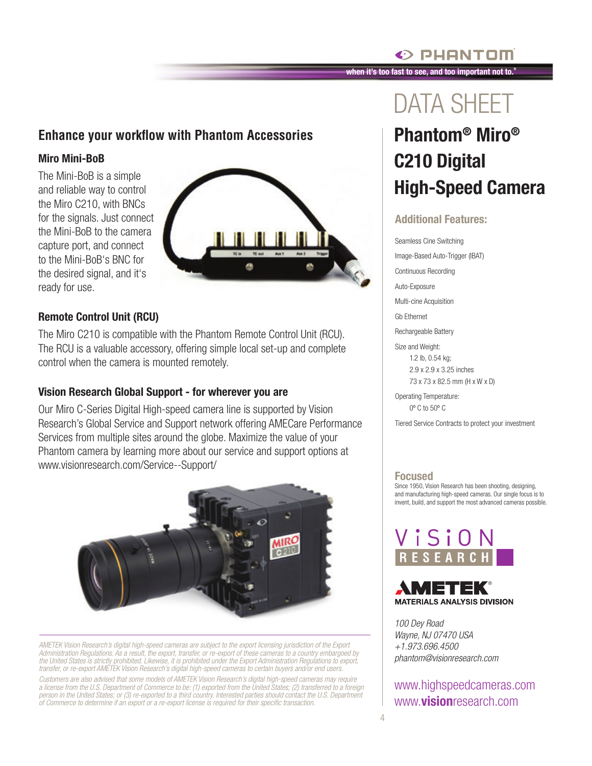# DATA SHEET

# Phantom® Miro® C210 Digital High-Speed Camera

## Enhance your workflow with Phantom Accessories

### Miro Mini-BoB

The Mini-BoB is a simple and reliable way to control the Miro C210, with BNCs for the signals. Just connect the Mini-BoB to the camera capture port, and connect to the Mini-BoB's BNC for the desired signal, and it's ready for use.

### Remote Control Unit (RCU)

The Miro C210 is compatible with the Phantom Remote Control Unit (RCU). The RCU is a valuable accessory, offering simple local set-up and complete control when the camera is mounted remotely.

### Vision Research Global Support - for wherever you are

Our Miro C-Series Digital High-speed camera line is supported by Vision Research's Global Service and Support network offering AMECare Performance Services from multiple sites around the globe. Maximize the value of your Phantom camera by learning more about our service and support options at www.visionresearch.com/Service--Support/

*AMETEK Vision Research's digital high-speed cameras are subject to the export licensing jurisdiction of the Export Administration Regulations. As a result, the export, transfer, or re-export of these cameras to a country embargoed by the United States is strictly prohibited. Likewise, it is prohibited under the Export Administration Regulations to export, transfer, or re-export AMETEK Vision Research's digital high-speed cameras to certain buyers and/or end users.*

*Customers are also advised that some models of AMETEK Vision Research's digital high-speed cameras may require a license from the U.S. Department of Commerce to be: (1) exported from the United States; (2) transferred to a foreign person in the United States; or (3) re-exported to a third country. Interested parties should contact the U.S. Department of Commerce to determine if an export or a re-export license is required for their specific transaction.*

## Additional Features:

- Seamless Cine Switching
- Image-Based Auto-Trigger (IBAT)
- Continuous Recording
- Auto-Exposure
- Multi-cine Acquisition
- Gb Ethernet
- Rechargeable Battery
- Size and Weight:
  - 1.2 lb, 0.54 kg;
  - 2.9 x 2.9 x 3.25 inches
  - 73 x 73 x 82.5 mm (H x W x D)
- Operating Temperature:
  - 0º C to 50º C
- Tiered Service Contracts to protect your investment

### Focused

Since 1950, Vision Research has been shooting, designing, and manufacturing high-speed cameras. Our single focus is to invent, build, and support the most advanced cameras possible.

VISION RESEARCH

AMETEK® MATERIALS ANALYSIS DIVISION

*100 Dey Road*
*Wayne, NJ 07470 USA*
*+1.973.696.4500*
*phantom@visionresearch.com*

www.highspeedcameras.com
www.**vision**research.com